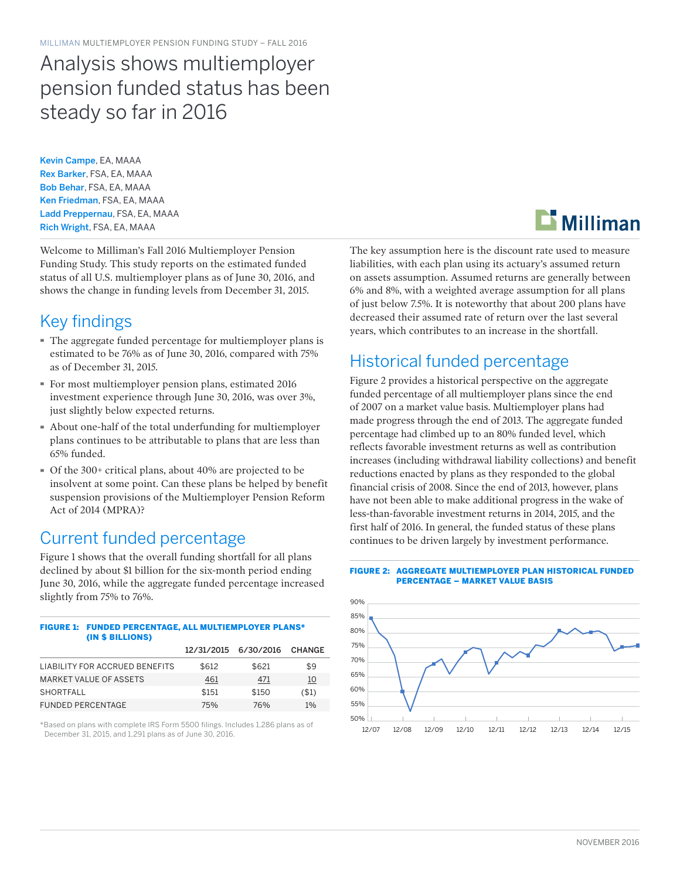# Analysis shows multiemployer pension funded status has been steady so far in 2016

Kevin Campe, EA, MAAA
Rex Barker, FSA, EA, MAAA
Bob Behar, FSA, EA, MAAA
Ken Friedman, FSA, EA, MAAA
Ladd Preppernau, FSA, EA, MAAA
Rich Wright, FSA, EA, MAAA

Welcome to Milliman's Fall 2016 Multiemployer Pension Funding Study. This study reports on the estimated funded status of all U.S. multiemployer plans as of June 30, 2016, and shows the change in funding levels from December 31, 2015.

## Key findings

- The aggregate funded percentage for multiemployer plans is estimated to be 76% as of June 30, 2016, compared with 75% as of December 31, 2015.
- For most multiemployer pension plans, estimated 2016 investment experience through June 30, 2016, was over 3%, just slightly below expected returns.
- About one-half of the total underfunding for multiemployer plans continues to be attributable to plans that are less than 65% funded.
- Of the 300+ critical plans, about 40% are projected to be insolvent at some point. Can these plans be helped by benefit suspension provisions of the Multiemployer Pension Reform Act of 2014 (MPRA)?

## Current funded percentage

Figure 1 shows that the overall funding shortfall for all plans declined by about $1 billion for the six-month period ending June 30, 2016, while the aggregate funded percentage increased slightly from 75% to 76%.

**FIGURE 1: FUNDED PERCENTAGE, ALL MULTIEMPLOYER PLANS* (IN $ BILLIONS)**

| | 12/31/2015 | 6/30/2016 | CHANGE |
|---|---|---|---|
| LIABILITY FOR ACCRUED BENEFITS | $612 | $621 | $9 |
| MARKET VALUE OF ASSETS | 461 | 471 | 10 |
| SHORTFALL | $151 | $150 | ($1) |
| FUNDED PERCENTAGE | 75% | 76% | 1% |

*Based on plans with complete IRS Form 5500 filings. Includes 1,286 plans as of December 31, 2015, and 1,291 plans as of June 30, 2016.

The key assumption here is the discount rate used to measure liabilities, with each plan using its actuary's assumed return on assets assumption. Assumed returns are generally between 6% and 8%, with a weighted average assumption for all plans of just below 7.5%. It is noteworthy that about 200 plans have decreased their assumed rate of return over the last several years, which contributes to an increase in the shortfall.

## Historical funded percentage

Figure 2 provides a historical perspective on the aggregate funded percentage of all multiemployer plans since the end of 2007 on a market value basis. Multiemployer plans had made progress through the end of 2013. The aggregate funded percentage had climbed up to an 80% funded level, which reflects favorable investment returns as well as contribution increases (including withdrawal liability collections) and benefit reductions enacted by plans as they responded to the global financial crisis of 2008. Since the end of 2013, however, plans have not been able to make additional progress in the wake of less-than-favorable investment returns in 2014, 2015, and the first half of 2016. In general, the funded status of these plans continues to be driven largely by investment performance.

**FIGURE 2: AGGREGATE MULTIEMPLOYER PLAN HISTORICAL FUNDED PERCENTAGE – MARKET VALUE BASIS**

90%
85%
80%
75%
70%
65%
60%
55%
50%

12/07 12/08 12/09 12/10 12/11 12/12 12/13 12/14 12/15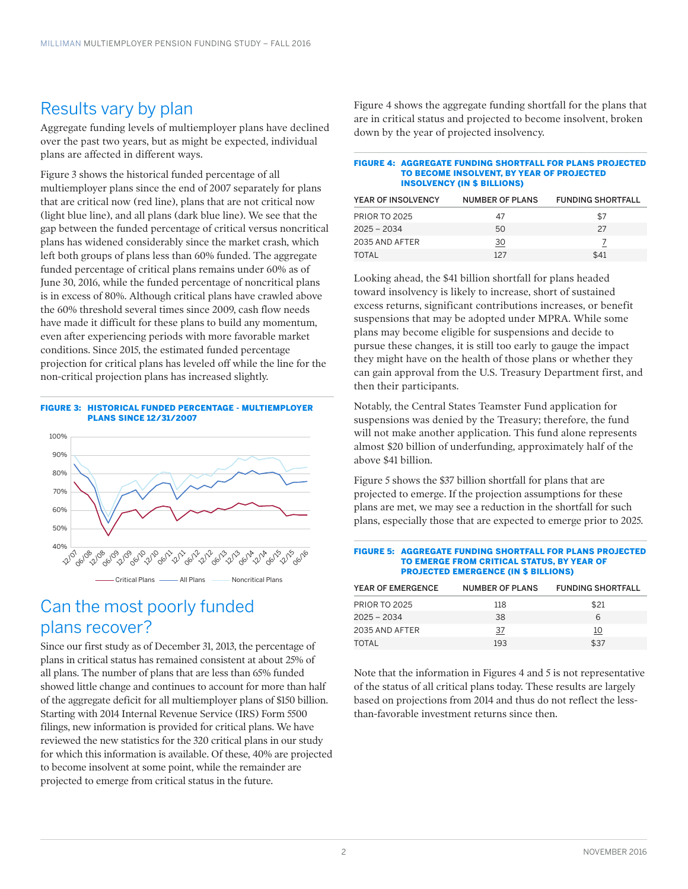## Results vary by plan

Aggregate funding levels of multiemployer plans have declined over the past two years, but as might be expected, individual plans are affected in different ways.

Figure 3 shows the historical funded percentage of all multiemployer plans since the end of 2007 separately for plans that are critical now (red line), plans that are not critical now (light blue line), and all plans (dark blue line). We see that the gap between the funded percentage of critical versus noncritical plans has widened considerably since the market crash, which left both groups of plans less than 60% funded. The aggregate funded percentage of critical plans remains under 60% as of June 30, 2016, while the funded percentage of noncritical plans is in excess of 80%. Although critical plans have crawled above the 60% threshold several times since 2009, cash flow needs have made it difficult for these plans to build any momentum, even after experiencing periods with more favorable market conditions. Since 2015, the estimated funded percentage projection for critical plans has leveled off while the line for the non-critical projection plans has increased slightly.

**FIGURE 3: HISTORICAL FUNDED PERCENTAGE - MULTIEMPLOYER PLANS SINCE 12/31/2007**

100%
90%
80%
70%
60%
50%
40%

12/07 06/08 12/08 06/09 12/09 06/10 12/10 06/11 12/11 06/12 12/12 06/13 12/13 06/14 12/14 06/15 12/15 06/16

Critical Plans
All Plans
Noncritical Plans

## Can the most poorly funded plans recover?

Since our first study as of December 31, 2013, the percentage of plans in critical status has remained consistent at about 25% of all plans. The number of plans that are less than 65% funded showed little change and continues to account for more than half of the aggregate deficit for all multiemployer plans of $150 billion. Starting with 2014 Internal Revenue Service (IRS) Form 5500 filings, new information is provided for critical plans. We have reviewed the new statistics for the 320 critical plans in our study for which this information is available. Of these, 40% are projected to become insolvent at some point, while the remainder are projected to emerge from critical status in the future.

Figure 4 shows the aggregate funding shortfall for the plans that are in critical status and projected to become insolvent, broken down by the year of projected insolvency.

**FIGURE 4: AGGREGATE FUNDING SHORTFALL FOR PLANS PROJECTED TO BECOME INSOLVENT, BY YEAR OF PROJECTED INSOLVENCY (IN $ BILLIONS)**

| YEAR OF INSOLVENCY | NUMBER OF PLANS | FUNDING SHORTFALL |
|---|---|---|
| PRIOR TO 2025 | 47 | $7 |
| 2025 – 2034 | 50 | 27 |
| 2035 AND AFTER | 30 | 7 |
| TOTAL | 127 | $41 |

Looking ahead, the $41 billion shortfall for plans headed toward insolvency is likely to increase, short of sustained excess returns, significant contributions increases, or benefit suspensions that may be adopted under MPRA. While some plans may become eligible for suspensions and decide to pursue these changes, it is still too early to gauge the impact they might have on the health of those plans or whether they can gain approval from the U.S. Treasury Department first, and then their participants.

Notably, the Central States Teamster Fund application for suspensions was denied by the Treasury; therefore, the fund will not make another application. This fund alone represents almost $20 billion of underfunding, approximately half of the above $41 billion.

Figure 5 shows the $37 billion shortfall for plans that are projected to emerge. If the projection assumptions for these plans are met, we may see a reduction in the shortfall for such plans, especially those that are expected to emerge prior to 2025.

**FIGURE 5: AGGREGATE FUNDING SHORTFALL FOR PLANS PROJECTED TO EMERGE FROM CRITICAL STATUS, BY YEAR OF PROJECTED EMERGENCE (IN $ BILLIONS)**

| YEAR OF EMERGENCE | NUMBER OF PLANS | FUNDING SHORTFALL |
|---|---|---|
| PRIOR TO 2025 | 118 | $21 |
| 2025 – 2034 | 38 | 6 |
| 2035 AND AFTER | 37 | 10 |
| TOTAL | 193 | $37 |

Note that the information in Figures 4 and 5 is not representative of the status of all critical plans today. These results are largely based on projections from 2014 and thus do not reflect the less-than-favorable investment returns since then.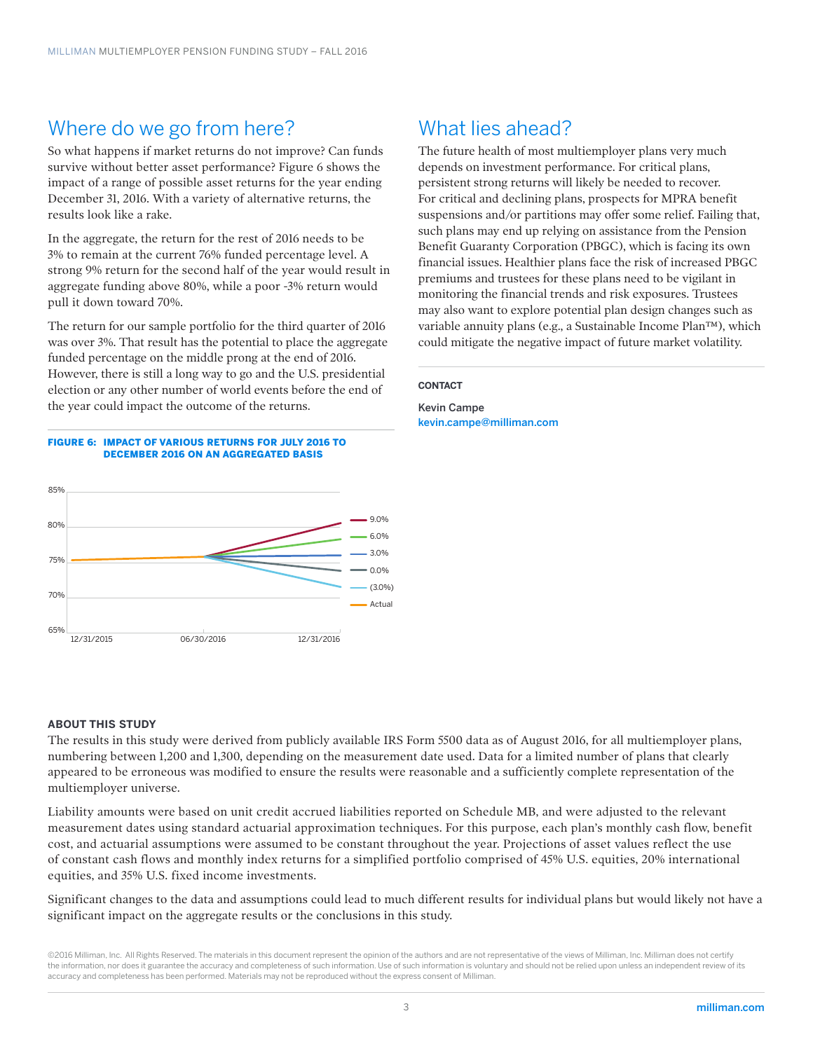## Where do we go from here?

So what happens if market returns do not improve? Can funds survive without better asset performance? Figure 6 shows the impact of a range of possible asset returns for the year ending December 31, 2016. With a variety of alternative returns, the results look like a rake.

In the aggregate, the return for the rest of 2016 needs to be 3% to remain at the current 76% funded percentage level. A strong 9% return for the second half of the year would result in aggregate funding above 80%, while a poor -3% return would pull it down toward 70%.

The return for our sample portfolio for the third quarter of 2016 was over 3%. That result has the potential to place the aggregate funded percentage on the middle prong at the end of 2016. However, there is still a long way to go and the U.S. presidential election or any other number of world events before the end of the year could impact the outcome of the returns.

**FIGURE 6: IMPACT OF VARIOUS RETURNS FOR JULY 2016 TO DECEMBER 2016 ON AN AGGREGATED BASIS**

85%
80%
75%
70%
65%

12/31/2015
06/30/2016
12/31/2016

9.0%
6.0%
3.0%
0.0%
(3.0%)
Actual

## What lies ahead?

The future health of most multiemployer plans very much depends on investment performance. For critical plans, persistent strong returns will likely be needed to recover. For critical and declining plans, prospects for MPRA benefit suspensions and/or partitions may offer some relief. Failing that, such plans may end up relying on assistance from the Pension Benefit Guaranty Corporation (PBGC), which is facing its own financial issues. Healthier plans face the risk of increased PBGC premiums and trustees for these plans need to be vigilant in monitoring the financial trends and risk exposures. Trustees may also want to explore potential plan design changes such as variable annuity plans (e.g., a Sustainable Income Plan™), which could mitigate the negative impact of future market volatility.

**CONTACT**

**Kevin Campe**
**kevin.campe@milliman.com**

**ABOUT THIS STUDY**

The results in this study were derived from publicly available IRS Form 5500 data as of August 2016, for all multiemployer plans, numbering between 1,200 and 1,300, depending on the measurement date used. Data for a limited number of plans that clearly appeared to be erroneous was modified to ensure the results were reasonable and a sufficiently complete representation of the multiemployer universe.

Liability amounts were based on unit credit accrued liabilities reported on Schedule MB, and were adjusted to the relevant measurement dates using standard actuarial approximation techniques. For this purpose, each plan's monthly cash flow, benefit cost, and actuarial assumptions were assumed to be constant throughout the year. Projections of asset values reflect the use of constant cash flows and monthly index returns for a simplified portfolio comprised of 45% U.S. equities, 20% international equities, and 35% U.S. fixed income investments.

Significant changes to the data and assumptions could lead to much different results for individual plans but would likely not have a significant impact on the aggregate results or the conclusions in this study.

©2016 Milliman, Inc. All Rights Reserved. The materials in this document represent the opinion of the authors and are not representative of the views of Milliman, Inc. Milliman does not certify the information, nor does it guarantee the accuracy and completeness of such information. Use of such information is voluntary and should not be relied upon unless an independent review of its accuracy and completeness has been performed. Materials may not be reproduced without the express consent of Milliman.